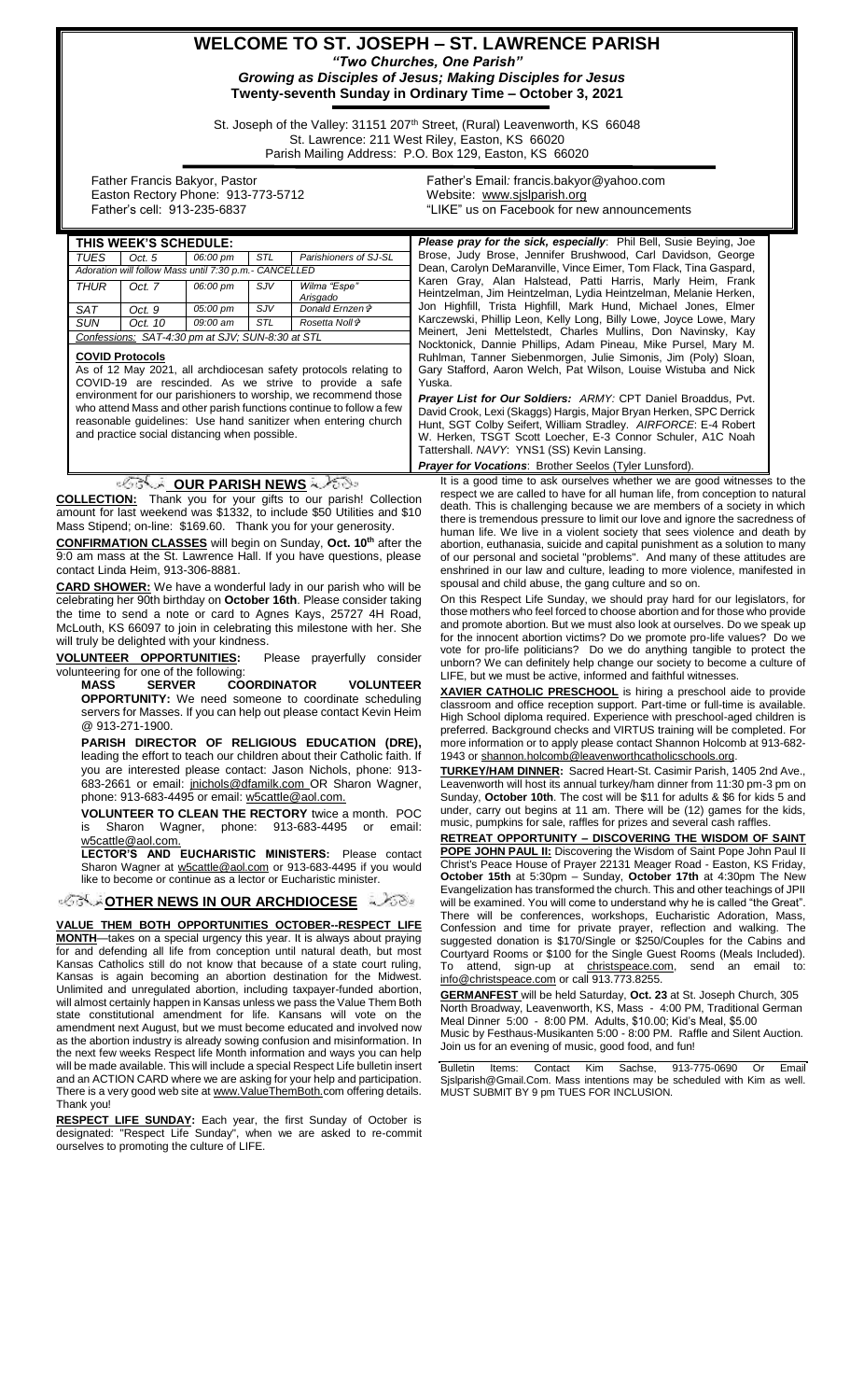# WELCOME TO ST. JOSEPH – ST. LAWRENCE PARISH

***"Two Churches, One Parish"***

***Growing as Disciples of Jesus; Making Disciples for Jesus***

**Twenty-seventh Sunday in Ordinary Time – October 3, 2021**

St. Joseph of the Valley: 31151 207th Street, (Rural) Leavenworth, KS 66048
St. Lawrence: 211 West Riley, Easton, KS 66020
Parish Mailing Address: P.O. Box 129, Easton, KS 66020

Father Francis Bakyor, Pastor
Easton Rectory Phone: 913-773-5712
Father's cell: 913-235-6837

Father's Email: francis.bakyor@yahoo.com
Website: www.sjslparish.org
"LIKE" us on Facebook for new announcements

| THIS WEEK'S SCHEDULE: | | | | |
|---|---|---|---|---|
| TUES | Oct. 5 | 06:00 pm | STL | Parishioners of SJ-SL |
| *Adoration will follow Mass until 7:30 p.m.- CANCELLED* | | | | |
| THUR | Oct. 7 | 06:00 pm | SJV | Wilma "Espe" Arisgado |
| SAT | Oct. 9 | 05:00 pm | SJV | Donald Ernzen ✞ |
| SUN | Oct. 10 | 09:00 am | STL | Rosetta Noll ✞ |
| *Confessions: SAT-4:30 pm at SJV; SUN-8:30 at STL* | | | | |

**COVID Protocols**

As of 12 May 2021, all archdiocesan safety protocols relating to COVID-19 are rescinded. As we strive to provide a safe environment for our parishioners to worship, we recommend those who attend Mass and other parish functions continue to follow a few reasonable guidelines: Use hand sanitizer when entering church and practice social distancing when possible.

***Please pray for the sick, especially***: Phil Bell, Susie Beying, Joe Brose, Judy Brose, Jennifer Brushwood, Carl Davidson, George Dean, Carolyn DeMaranville, Vince Eimer, Tom Flack, Tina Gaspard, Karen Gray, Alan Halstead, Patti Harris, Marly Heim, Frank Heintzelman, Jim Heintzelman, Lydia Heintzelman, Melanie Herken, Jon Highfill, Trista Highfill, Mark Hund, Michael Jones, Elmer Karczewski, Phillip Leon, Kelly Long, Billy Lowe, Joyce Lowe, Mary Meinert, Jeni Mettelstedt, Charles Mullins, Don Navinsky, Kay Nocktonick, Dannie Phillips, Adam Pineau, Mike Pursel, Mary M. Ruhlman, Tanner Siebenmorgen, Julie Simonis, Jim (Poly) Sloan, Gary Stafford, Aaron Welch, Pat Wilson, Louise Wistuba and Nick Yuska.

***Prayer List for Our Soldiers:*** *ARMY:* CPT Daniel Broaddus, Pvt. David Crook, Lexi (Skaggs) Hargis, Major Bryan Herken, SPC Derrick Hunt, SGT Colby Seifert, William Stradley. *AIRFORCE*: E-4 Robert W. Herken, TSGT Scott Loecher, E-3 Connor Schuler, A1C Noah Tattershall. *NAVY*: YNS1 (SS) Kevin Lansing.

***Prayer for Vocations***: Brother Seelos (Tyler Lunsford).

## OUR PARISH NEWS

**COLLECTION:** Thank you for your gifts to our parish! Collection amount for last weekend was $1332, to include $50 Utilities and $10 Mass Stipend; on-line: $169.60. Thank you for your generosity.

**CONFIRMATION CLASSES** will begin on Sunday, **Oct. 10th** after the 9:0 am mass at the St. Lawrence Hall. If you have questions, please contact Linda Heim, 913-306-8881.

**CARD SHOWER:** We have a wonderful lady in our parish who will be celebrating her 90th birthday on **October 16th**. Please consider taking the time to send a note or card to Agnes Kays, 25727 4H Road, McLouth, KS 66097 to join in celebrating this milestone with her. She will truly be delighted with your kindness.

**VOLUNTEER OPPORTUNITIES:** Please prayerfully consider volunteering for one of the following:

**MASS SERVER COORDINATOR VOLUNTEER OPPORTUNITY:** We need someone to coordinate scheduling servers for Masses. If you can help out please contact Kevin Heim @ 913-271-1900.

**PARISH DIRECTOR OF RELIGIOUS EDUCATION (DRE),** leading the effort to teach our children about their Catholic faith. If you are interested please contact: Jason Nichols, phone: 913-683-2661 or email: jnichols@dfamilk.com OR Sharon Wagner, phone: 913-683-4495 or email: w5cattle@aol.com.

**VOLUNTEER TO CLEAN THE RECTORY** twice a month. POC is Sharon Wagner, phone: 913-683-4495 or email: w5cattle@aol.com.

**LECTOR'S AND EUCHARISTIC MINISTERS:** Please contact Sharon Wagner at w5cattle@aol.com or 913-683-4495 if you would like to become or continue as a lector or Eucharistic minister.

## OTHER NEWS IN OUR ARCHDIOCESE

**VALUE THEM BOTH OPPORTUNITIES OCTOBER--RESPECT LIFE MONTH**—takes on a special urgency this year. It is always about praying for and defending all life from conception until natural death, but most Kansas Catholics still do not know that because of a state court ruling, Kansas is again becoming an abortion destination for the Midwest. Unlimited and unregulated abortion, including taxpayer-funded abortion, will almost certainly happen in Kansas unless we pass the Value Them Both state constitutional amendment for life. Kansans will vote on the amendment next August, but we must become educated and involved now as the abortion industry is already sowing confusion and misinformation. In the next few weeks Respect life Month information and ways you can help will be made available. This will include a special Respect Life bulletin insert and an ACTION CARD where we are asking for your help and participation. There is a very good web site at www.ValueThemBoth.com offering details. Thank you!

**RESPECT LIFE SUNDAY:** Each year, the first Sunday of October is designated: "Respect Life Sunday", when we are asked to re-commit ourselves to promoting the culture of LIFE.

It is a good time to ask ourselves whether we are good witnesses to the respect we are called to have for all human life, from conception to natural death. This is challenging because we are members of a society in which there is tremendous pressure to limit our love and ignore the sacredness of human life. We live in a violent society that sees violence and death by abortion, euthanasia, suicide and capital punishment as a solution to many of our personal and societal "problems". And many of these attitudes are enshrined in our law and culture, leading to more violence, manifested in spousal and child abuse, the gang culture and so on.

On this Respect Life Sunday, we should pray hard for our legislators, for those mothers who feel forced to choose abortion and for those who provide and promote abortion. But we must also look at ourselves. Do we speak up for the innocent abortion victims? Do we promote pro-life values? Do we vote for pro-life politicians? Do we do anything tangible to protect the unborn? We can definitely help change our society to become a culture of LIFE, but we must be active, informed and faithful witnesses.

**XAVIER CATHOLIC PRESCHOOL** is hiring a preschool aide to provide classroom and office reception support. Part-time or full-time is available. High School diploma required. Experience with preschool-aged children is preferred. Background checks and VIRTUS training will be completed. For more information or to apply please contact Shannon Holcomb at 913-682-1943 or shannon.holcomb@leavenworthcatholicschools.org.

**TURKEY/HAM DINNER:** Sacred Heart-St. Casimir Parish, 1405 2nd Ave., Leavenworth will host its annual turkey/ham dinner from 11:30 pm-3 pm on Sunday, **October 10th**. The cost will be $11 for adults & $6 for kids 5 and under, carry out begins at 11 am. There will be (12) games for the kids, music, pumpkins for sale, raffles for prizes and several cash raffles.

**RETREAT OPPORTUNITY – DISCOVERING THE WISDOM OF SAINT POPE JOHN PAUL II:** Discovering the Wisdom of Saint Pope John Paul II Christ's Peace House of Prayer 22131 Meager Road - Easton, KS Friday, **October 15th** at 5:30pm – Sunday, **October 17th** at 4:30pm The New Evangelization has transformed the church. This and other teachings of JPII will be examined. You will come to understand why he is called "the Great". There will be conferences, workshops, Eucharistic Adoration, Mass, Confession and time for private prayer, reflection and walking. The suggested donation is $170/Single or $250/Couples for the Cabins and Courtyard Rooms or $100 for the Single Guest Rooms (Meals Included). To attend, sign-up at christspeace.com, send an email to: info@christspeace.com or call 913.773.8255.

**GERMANFEST** will be held Saturday, **Oct. 23** at St. Joseph Church, 305 North Broadway, Leavenworth, KS, Mass - 4:00 PM, Traditional German Meal Dinner 5:00 - 8:00 PM. Adults, $10.00; Kid's Meal, $5.00
Music by Festhaus-Musikanten 5:00 - 8:00 PM. Raffle and Silent Auction. Join us for an evening of music, good food, and fun!

Bulletin Items: Contact Kim Sachse, 913-775-0690 Or Email Sjslparish@Gmail.Com. Mass intentions may be scheduled with Kim as well. MUST SUBMIT BY 9 pm TUES FOR INCLUSION.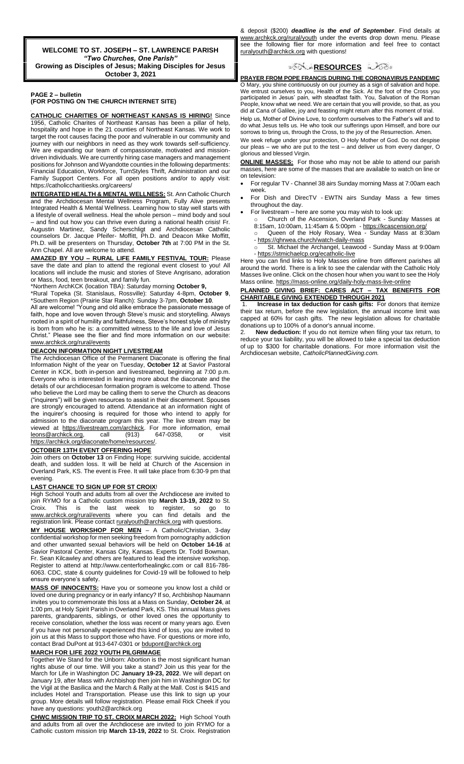**WELCOME TO ST. JOSEPH – ST. LAWRENCE PARISH**
***"Two Churches, One Parish"***
**Growing as Disciples of Jesus; Making Disciples for Jesus**
**October 3, 2021**

**PAGE 2 – bulletin**
**(FOR POSTING ON THE CHURCH INTERNET SITE)**

**CATHOLIC CHARITIES OF NORTHEAST KANSAS IS HIRING!** Since 1956, Catholic Charites of Northeast Kansas has been a pillar of help, hospitality and hope in the 21 counties of Northeast Kansas. We work to target the root causes facing the poor and vulnerable in our community and journey with our neighbors in need as they work towards self-sufficiency. We are expanding our team of compassionate, motivated and mission-driven individuals. We are currently hiring case managers and management positions for Johnson and Wyandotte counties in the following departments: Financial Education, Workforce, TurnStyles Thrift, Administration and our Family Support Centers. For all open positions and/or to apply visit: https://catholiccharitiesks.org/careers/

**INTEGRATED HEALTH & MENTAL WELLNESS:** St. Ann Catholic Church and the Archdiocesan Mental Wellness Program, Fully Alive presents Integrated Health & Mental Wellness. Learning how to stay well starts with a lifestyle of overall wellness. Heal the whole person – mind body and soul – and find out how you can thrive even during a national health crisis! Fr. Augustin Martinez, Sandy Scherschligt and Archdiocesan Catholic counselors Dr. Jacque Pfeifer- Moffitt, Ph.D. and Deacon Mike Moffitt, Ph.D. will be presenters on Thursday, **October 7th** at 7:00 PM in the St. Ann Chapel. All are welcome to attend.

**AMAZED BY YOU – RURAL LIFE FAMILY FESTIVAL TOUR:** Please save the date and plan to attend the regional event closest to you! All locations will include the music and stories of Steve Angrisano, adoration or Mass, food, teen breakout, and family fun.

*Northern ArchKCK (location TBA): Saturday morning **October 9,**
*Rural Topeka (St. Stanislaus, Rossville): Saturday 4-8pm, **October 9**,
*Southern Region (Prairie Star Ranch): Sunday 3-7pm, **October 10**.

All are welcome! "Young and old alike embrace the passionate message of faith, hope and love woven through Steve's music and storytelling. Always rooted in a spirit of humility and faithfulness, Steve's honest style of ministry is born from who he is: a committed witness to the life and love of Jesus Christ." Please see the flier and find more information on our website: www.archkck.org/rural/events

**DEACON INFORMATION NIGHT LIVESTREAM**

The Archdiocesan Office of the Permanent Diaconate is offering the final Information Night of the year on Tuesday, **October 12** at Savior Pastoral Center in KCK, both in-person and livestreamed, beginning at 7:00 p.m. Everyone who is interested in learning more about the diaconate and the details of our archdiocesan formation program is welcome to attend. Those who believe the Lord may be calling them to serve the Church as deacons ("inquirers") will be given resources to assist in their discernment. Spouses are strongly encouraged to attend. Attendance at an information night of the inquirer's choosing is required for those who intend to apply for admission to the diaconate program this year. The live stream may be viewed at https://livestream.com/archkck. For more information, email leons@archkck.org, call (913) 647-0358, or visit https://archkck.org/diaconate/home/resources/.

**OCTOBER 13TH EVENT OFFERING HOPE**

Join others on **October 13** on Finding Hope: surviving suicide, accidental death, and sudden loss. It will be held at Church of the Ascension in Overland Park, KS. The event is Free. It will take place from 6:30-9 pm that evening.

**LAST CHANCE TO SIGN UP FOR ST CROIX!**

High School Youth and adults from all over the Archdiocese are invited to join RYMO for a Catholic custom mission trip **March 13-19, 2022** to St. Croix. This is the last week to register, so go to www.archkck.org/rural/events where you can find details and the registration link. Please contact ruralyouth@archkck.org with questions.

**MY HOUSE WORKSHOP FOR MEN** – A Catholic/Christian, 3-day confidential workshop for men seeking freedom from pornography addiction and other unwanted sexual behaviors will be held on **October 14-16** at Savior Pastoral Center, Kansas City, Kansas. Experts Dr. Todd Bowman, Fr. Sean Kilcawley and others are featured to lead the intensive workshop. Register to attend at http://www.centerforhealingkc.com or call 816-786-6063. CDC, state & county guidelines for Covid-19 will be followed to help ensure everyone's safety.

**MASS OF INNOCENTS:** Have you or someone you know lost a child or loved one during pregnancy or in early infancy? If so, Archbishop Naumann invites you to commemorate this loss at a Mass on Sunday, **October 24**, at 1:00 pm, at Holy Spirit Parish in Overland Park, KS. This annual Mass gives parents, grandparents, siblings, or other loved ones the opportunity to receive consolation, whether the loss was recent or many years ago. Even if you have not personally experienced this kind of loss, you are invited to join us at this Mass to support those who have. For questions or more info, contact Brad DuPont at 913-647-0301 or bdupont@archkck.org

**MARCH FOR LIFE 2022 YOUTH PILGRIMAGE**

Together We Stand for the Unborn: Abortion is the most significant human rights abuse of our time. Will you take a stand? Join us this year for the March for Life in Washington DC **January 19-23, 2022**. We will depart on January 19, after Mass with Archbishop then join him in Washington DC for the Vigil at the Basilica and the March & Rally at the Mall. Cost is $415 and includes Hotel and Transportation. Please use this link to sign up your group. More details will follow registration. Please email Rick Cheek if you have any questions: youth2@archkck.org

**CHWC MISSION TRIP TO ST. CROIX MARCH 2022:** High School Youth and adults from all over the Archdiocese are invited to join RYMO for a Catholic custom mission trip **March 13-19, 2022** to St. Croix. Registration & deposit ($200) ***deadline is the end of September***. Find details at www.archkck.org/rural/youth under the events drop down menu. Please see the following flier for more information and feel free to contact ruralyouth@archkck.org with questions!

## RESOURCES

**PRAYER FROM POPE FRANCIS DURING THE CORONAVIRUS PANDEMIC**

O Mary, you shine continuously on our journey as a sign of salvation and hope. We entrust ourselves to you, Health of the Sick. At the foot of the Cross you participated in Jesus' pain, with steadfast faith. You, Salvation of the Roman People, know what we need. We are certain that you will provide, so that, as you did at Cana of Galilee, joy and feasting might return after this moment of trial.

Help us, Mother of Divine Love, to conform ourselves to the Father's will and to do what Jesus tells us. He who took our sufferings upon Himself, and bore our sorrows to bring us, through the Cross, to the joy of the Resurrection. Amen.

We seek refuge under your protection, O Holy Mother of God. Do not despise our pleas – we who are put to the test – and deliver us from every danger, O glorious and blessed Virgin.

**ONLINE MASSES:** For those who may not be able to attend our parish masses, here are some of the masses that are available to watch on line or on television:

- For regular TV - Channel 38 airs Sunday morning Mass at 7:00am each week.
- For Dish and DirecTV - EWTN airs Sunday Mass a few times throughout the day.
- For livestream – here are some you may wish to look up:
  - Church of the Ascension, Overland Park - Sunday Masses at 8:15am, 10:00am, 11:45am & 5:00pm - https://kcascension.org/
  - Queen of the Holy Rosary, Wea - Sunday Mass at 8:30am - https://qhrwea.church/watch-daily-mass
  - St. Michael the Archangel, Leawood - Sunday Mass at 9:00am - https://stmichaelcp.org/ecatholic-live

Here you can find links to Holy Masses online from different parishes all around the world. There is a link to see the calendar with the Catholic Holy Masses live online. Click on the chosen hour when you want to see the Holy Mass online. https://mass-online.org/daily-holy-mass-live-online

**PLANNED GIVING BRIEF: CARES ACT – TAX BENEFITS FOR CHARITABLE GIVING EXTENDED THROUGH 2021**

1. **Increase in tax deduction for cash gifts:** For donors that itemize their tax return, before the new legislation, the annual income limit was capped at 60% for cash gifts. The new legislation allows for charitable donations up to 100% of a donor's annual income.
2. **New deduction:** If you do not itemize when filing your tax return, to reduce your tax liability, you will be allowed to take a special tax deduction of up to $300 for charitable donations. For more information visit the Archdiocesan website, *CatholicPlannedGiving.com.*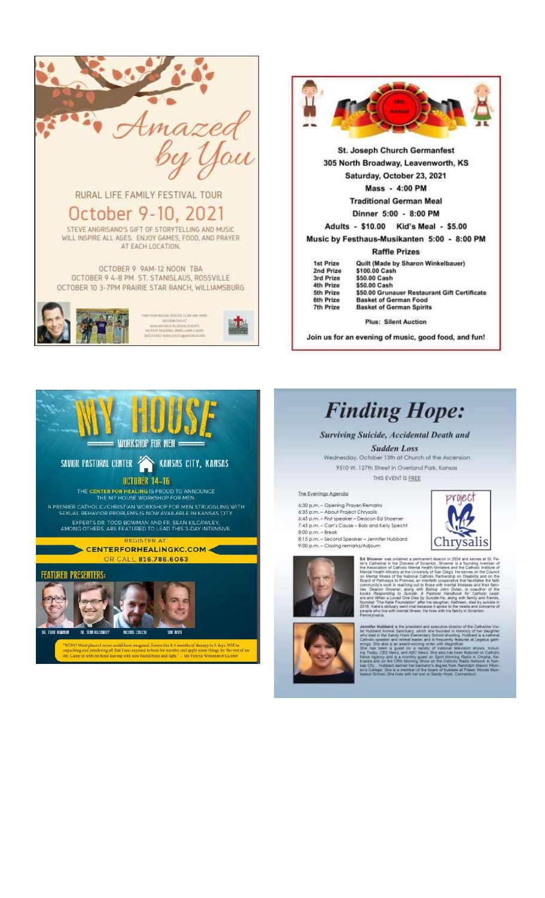# Amazed by You

RURAL LIFE FAMILY FESTIVAL TOUR

## October 9-10, 2021

STEVE ANGRISANO'S GIFT OF STORYTELLING AND MUSIC WILL INSPIRE ALL AGES. ENJOY GAMES, FOOD, AND PRAYER AT EACH LOCATION.

OCTOBER 9 9AM-12 NOON TBA
OCTOBER 9 4-8 PM ST. STANISLAUS, ROSSVILLE
OCTOBER 10 3-7PM PRAIRIE STAR RANCH, WILLIAMSBURG

FIND YOUR REGION SPECIFIC FLIER AND MORE INFORMATION AT WWW.ARCHKCK.ORG/RURALEVENTS
NO RSVP REQUIRED. BRING LAWN CHAIRS.
QUESTIONS? RURALYOUTH@ARCHKCK.ORG

---

19th Annual

**St. Joseph Church Germanfest**
**305 North Broadway, Leavenworth, KS**
**Saturday, October 23, 2021**
**Mass - 4:00 PM**
**Traditional German Meal**
**Dinner 5:00 - 8:00 PM**
**Adults - $10.00 Kid's Meal - $5.00**
**Music by Festhaus-Musikanten 5:00 - 8:00 PM**

**Raffle Prizes**

| | |
|---|---|
| 1st Prize | Quilt (Made by Sharon Winkelbauer) |
| 2nd Prize | $100.00 Cash |
| 3rd Prize | $50.00 Cash |
| 4th Prize | $50.00 Cash |
| 5th Prize | $50.00 Grunauer Restaurant Gift Certificate |
| 6th Prize | Basket of German Food |
| 7th Prize | Basket of German Spirits |

**Plus: Silent Auction**

**Join us for an evening of music, good food, and fun!**

---

# MY HOUSE

WORKSHOP FOR MEN

SAVIOR PASTORAL CENTER KANSAS CITY, KANSAS

OCTOBER 14-16

THE CENTER FOR HEALING IS PROUD TO ANNOUNCE THE MY HOUSE WORKSHOP FOR MEN.

A PREMIER CATHOLIC/CHRISTIAN WORKSHOP FOR MEN STRUGGLING WITH SEXUAL BEHAVIOR PROBLEMS IS NOW AVAILABLE IN KANSAS CITY.

EXPERTS DR. TODD BOWMAN AND FR. SEAN KILCAWLEY, AMONG OTHERS, ARE FEATURED TO LEAD THIS 3-DAY INTENSIVE.

REGISTER AT:
**CENTERFORHEALINGKC.COM**
OR CALL **816.786.6063**

FEATURED PRESENTERS:

DR. TODD BOWMAN · FR. SEAN KILCAWLEY · MICHAEL CIOCCO · SAM MEIER

"WOW! Went places I never could have imagined. Seems like 8-9 months of therapy in 3 days. Will be unpacking and pondering all that I was exposed to here for months and apply some things for the rest of my life. Came in with no hope leaving with new found hope and light." – My House Workshop Client

---

# *Finding Hope:*

***Surviving Suicide, Accidental Death and Sudden Loss***

Wednesday, October 13th at Church of the Ascension
9510 W. 127th Street in Overland Park, Kansas
THIS EVENT IS FREE

The Evenings Agenda

- 6:30 p.m. – Opening Prayer/Remarks
- 6:35 p.m. – About Project Chrysalis
- 6:45 p.m. – First speaker – Deacon Ed Shoener
- 7:45 p.m. – Carl's Cause – Bob and Kelly Specht
- 8:00 p.m. – Break
- 8:15 p.m. – Second Speaker – Jennifer Hubbard
- 9:00 p.m. – Closing remarks/Adjourn

Project Chrysalis

**Ed Shoener** was ordained a permanent deacon in 2004 and serves at St. Peter's Cathedral in the Diocese of Scranton. Shoener is a founding member of the Association of Catholic Mental Health Ministers and the Catholic Institute of Mental Health Ministry at the University of San Diego. He serves on the Council on Mental Illness of the National Catholic Partnership on Disability and on the Board of Pathways to Promise, an interfaith cooperative that facilitates the faith community's work in reaching out to those with mental illnesses and their families. Deacon Shoener, along with Bishop John Dolan, is coauthor of the books *Responding to Suicide: A Pastoral Handbook for Catholic Leaders* and *When a Loved One Dies by Suicide*. He, along with family and friends, founded "The Katie Foundation" after his daughter, Kathleen, died by suicide in 2016. Katie's obituary went viral because it spoke to the needs and concerns of people who live with mental illness. He lives with his family in Scranton, Pennsylvania.

**Jennifer Hubbard** is the president and executive director of the Catherine Violet Hubbard Animal Sanctuary, which she founded in memory of her daughter who died in the Sandy Hook Elementary School shooting. Hubbard is a national Catholic speaker and retreat leader and is frequently featured at Legatus gatherings. She also is an award-winning writer with *Magnificat*. She has been a guest on a variety of national television shows, including *Today*, *CBS News*, and *ABC News*. She also has been featured on Catholic News Agency and is a monthly guest on Spirit Morning Radio in Omaha, Nebraska and on the CRN Morning Show on the Catholic Radio Network in Kansas City. Hubbard earned her bachelor's degree from Randolph Macon Women's College. She is a member of the board of trustees at Fraser Woods Montessori School. She lives with her son in Sandy Hook, Connecticut.